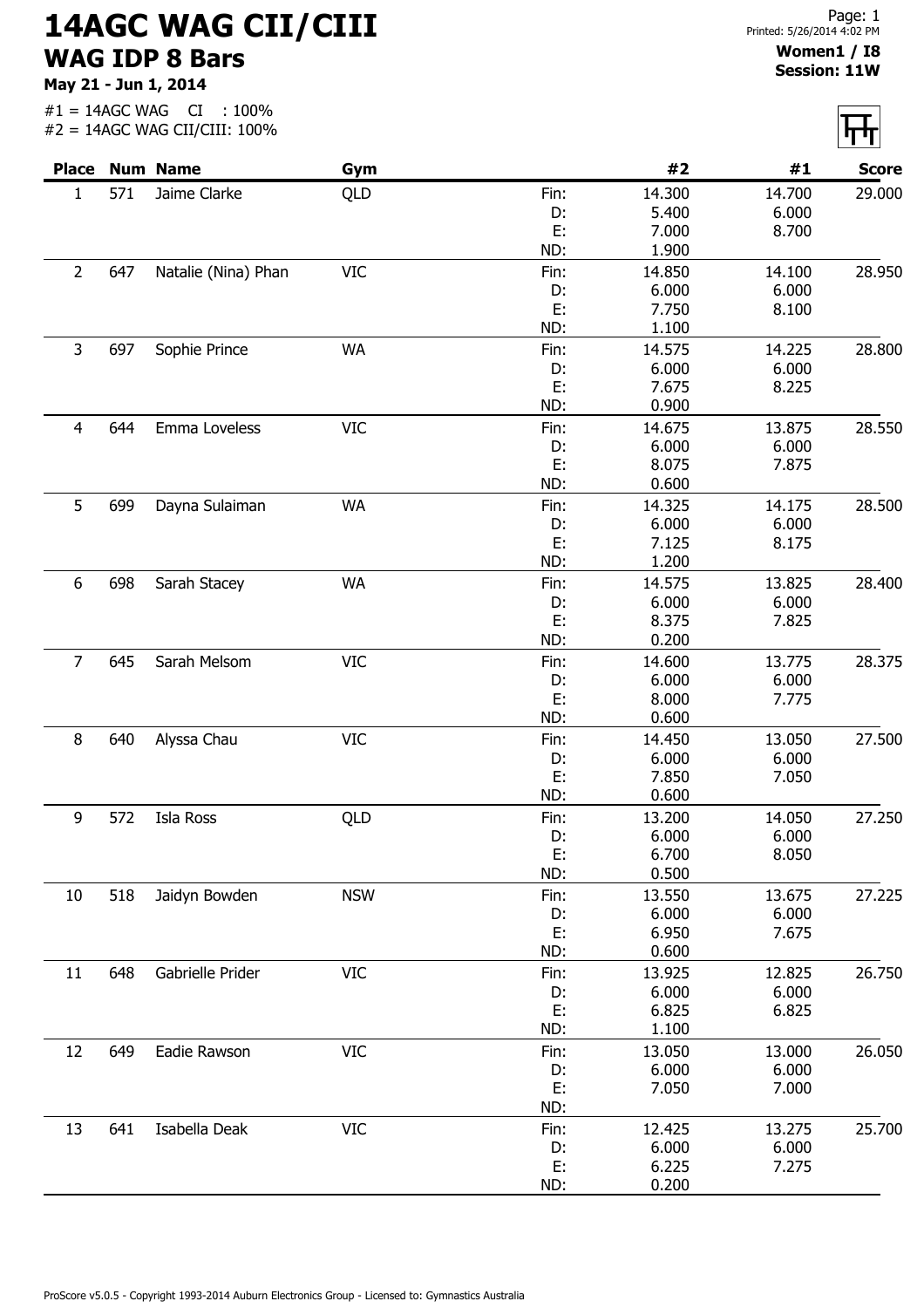# 14AGC WAG CII/CIII

## WAG IDP 8 Bars

**May 21 - Jun 1, 2014**

#1 = 14AGC WAG CI : 100%
#2 = 14AGC WAG CII/CIII: 100%

Page: 1
Printed: 5/26/2014 4:02 PM

**Women1 / I8**
**Session: 11W**

| Place | Num | Name | Gym | | #2 | #1 | Score |
|---|---|---|---|---|---|---|---|
| 1 | 571 | Jaime Clarke | QLD | Fin: | 14.300 | 14.700 | 29.000 |
| | | | | D: | 5.400 | 6.000 | |
| | | | | E: | 7.000 | 8.700 | |
| | | | | ND: | 1.900 | | |
| 2 | 647 | Natalie (Nina) Phan | VIC | Fin: | 14.850 | 14.100 | 28.950 |
| | | | | D: | 6.000 | 6.000 | |
| | | | | E: | 7.750 | 8.100 | |
| | | | | ND: | 1.100 | | |
| 3 | 697 | Sophie Prince | WA | Fin: | 14.575 | 14.225 | 28.800 |
| | | | | D: | 6.000 | 6.000 | |
| | | | | E: | 7.675 | 8.225 | |
| | | | | ND: | 0.900 | | |
| 4 | 644 | Emma Loveless | VIC | Fin: | 14.675 | 13.875 | 28.550 |
| | | | | D: | 6.000 | 6.000 | |
| | | | | E: | 8.075 | 7.875 | |
| | | | | ND: | 0.600 | | |
| 5 | 699 | Dayna Sulaiman | WA | Fin: | 14.325 | 14.175 | 28.500 |
| | | | | D: | 6.000 | 6.000 | |
| | | | | E: | 7.125 | 8.175 | |
| | | | | ND: | 1.200 | | |
| 6 | 698 | Sarah Stacey | WA | Fin: | 14.575 | 13.825 | 28.400 |
| | | | | D: | 6.000 | 6.000 | |
| | | | | E: | 8.375 | 7.825 | |
| | | | | ND: | 0.200 | | |
| 7 | 645 | Sarah Melsom | VIC | Fin: | 14.600 | 13.775 | 28.375 |
| | | | | D: | 6.000 | 6.000 | |
| | | | | E: | 8.000 | 7.775 | |
| | | | | ND: | 0.600 | | |
| 8 | 640 | Alyssa Chau | VIC | Fin: | 14.450 | 13.050 | 27.500 |
| | | | | D: | 6.000 | 6.000 | |
| | | | | E: | 7.850 | 7.050 | |
| | | | | ND: | 0.600 | | |
| 9 | 572 | Isla Ross | QLD | Fin: | 13.200 | 14.050 | 27.250 |
| | | | | D: | 6.000 | 6.000 | |
| | | | | E: | 6.700 | 8.050 | |
| | | | | ND: | 0.500 | | |
| 10 | 518 | Jaidyn Bowden | NSW | Fin: | 13.550 | 13.675 | 27.225 |
| | | | | D: | 6.000 | 6.000 | |
| | | | | E: | 6.950 | 7.675 | |
| | | | | ND: | 0.600 | | |
| 11 | 648 | Gabrielle Prider | VIC | Fin: | 13.925 | 12.825 | 26.750 |
| | | | | D: | 6.000 | 6.000 | |
| | | | | E: | 6.825 | 6.825 | |
| | | | | ND: | 1.100 | | |
| 12 | 649 | Eadie Rawson | VIC | Fin: | 13.050 | 13.000 | 26.050 |
| | | | | D: | 6.000 | 6.000 | |
| | | | | E: | 7.050 | 7.000 | |
| | | | | ND: | | | |
| 13 | 641 | Isabella Deak | VIC | Fin: | 12.425 | 13.275 | 25.700 |
| | | | | D: | 6.000 | 6.000 | |
| | | | | E: | 6.225 | 7.275 | |
| | | | | ND: | 0.200 | | |

ProScore v5.0.5 - Copyright 1993-2014 Auburn Electronics Group - Licensed to: Gymnastics Australia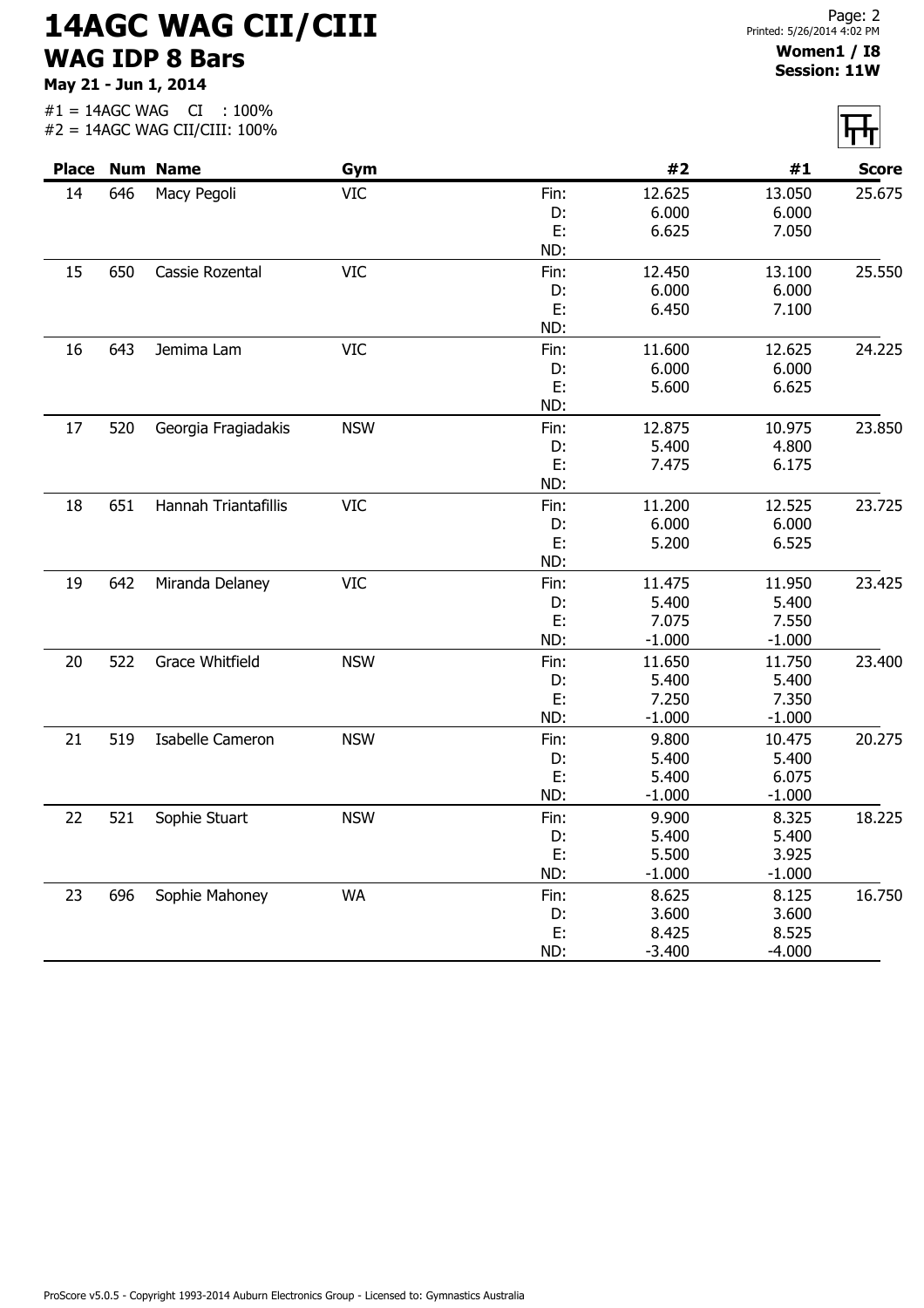# 14AGC WAG CII/CIII

## WAG IDP 8 Bars

**May 21 - Jun 1, 2014**

**Women1 / I8**
**Session: 11W**

#1 = 14AGC WAG CI : 100%
#2 = 14AGC WAG CII/CIII: 100%

| Place | Num | Name | Gym | | #2 | #1 | Score |
|---|---|---|---|---|---|---|---|
| 14 | 646 | Macy Pegoli | VIC | Fin: | 12.625 | 13.050 | 25.675 |
| | | | | D: | 6.000 | 6.000 | |
| | | | | E: | 6.625 | 7.050 | |
| | | | | ND: | | | |
| 15 | 650 | Cassie Rozental | VIC | Fin: | 12.450 | 13.100 | 25.550 |
| | | | | D: | 6.000 | 6.000 | |
| | | | | E: | 6.450 | 7.100 | |
| | | | | ND: | | | |
| 16 | 643 | Jemima Lam | VIC | Fin: | 11.600 | 12.625 | 24.225 |
| | | | | D: | 6.000 | 6.000 | |
| | | | | E: | 5.600 | 6.625 | |
| | | | | ND: | | | |
| 17 | 520 | Georgia Fragiadakis | NSW | Fin: | 12.875 | 10.975 | 23.850 |
| | | | | D: | 5.400 | 4.800 | |
| | | | | E: | 7.475 | 6.175 | |
| | | | | ND: | | | |
| 18 | 651 | Hannah Triantafillis | VIC | Fin: | 11.200 | 12.525 | 23.725 |
| | | | | D: | 6.000 | 6.000 | |
| | | | | E: | 5.200 | 6.525 | |
| | | | | ND: | | | |
| 19 | 642 | Miranda Delaney | VIC | Fin: | 11.475 | 11.950 | 23.425 |
| | | | | D: | 5.400 | 5.400 | |
| | | | | E: | 7.075 | 7.550 | |
| | | | | ND: | -1.000 | -1.000 | |
| 20 | 522 | Grace Whitfield | NSW | Fin: | 11.650 | 11.750 | 23.400 |
| | | | | D: | 5.400 | 5.400 | |
| | | | | E: | 7.250 | 7.350 | |
| | | | | ND: | -1.000 | -1.000 | |
| 21 | 519 | Isabelle Cameron | NSW | Fin: | 9.800 | 10.475 | 20.275 |
| | | | | D: | 5.400 | 5.400 | |
| | | | | E: | 5.400 | 6.075 | |
| | | | | ND: | -1.000 | -1.000 | |
| 22 | 521 | Sophie Stuart | NSW | Fin: | 9.900 | 8.325 | 18.225 |
| | | | | D: | 5.400 | 5.400 | |
| | | | | E: | 5.500 | 3.925 | |
| | | | | ND: | -1.000 | -1.000 | |
| 23 | 696 | Sophie Mahoney | WA | Fin: | 8.625 | 8.125 | 16.750 |
| | | | | D: | 3.600 | 3.600 | |
| | | | | E: | 8.425 | 8.525 | |
| | | | | ND: | -3.400 | -4.000 | |

ProScore v5.0.5 - Copyright 1993-2014 Auburn Electronics Group - Licensed to: Gymnastics Australia